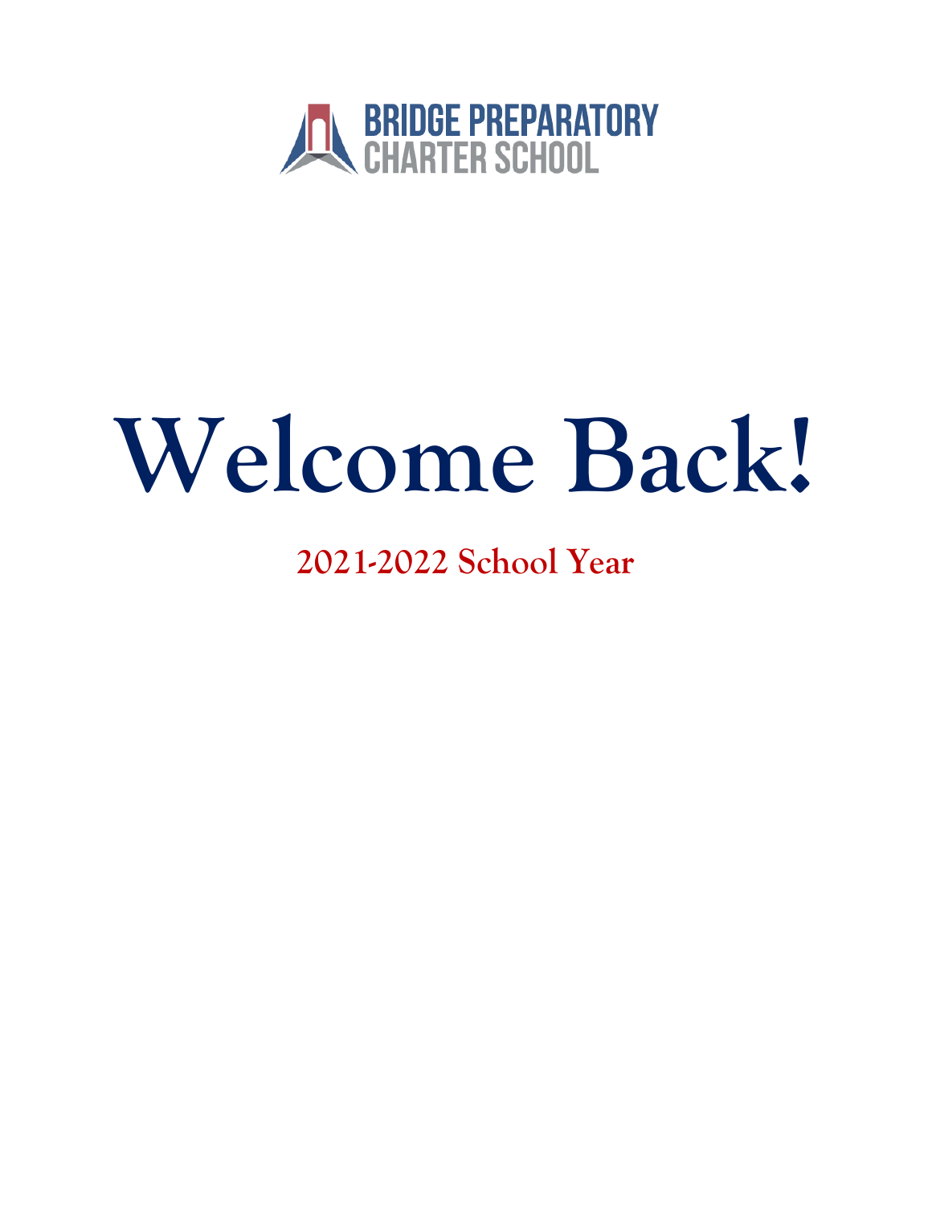BRIDGE PREPARATORY
CHARTER SCHOOL

# Welcome Back!

## 2021-2022 School Year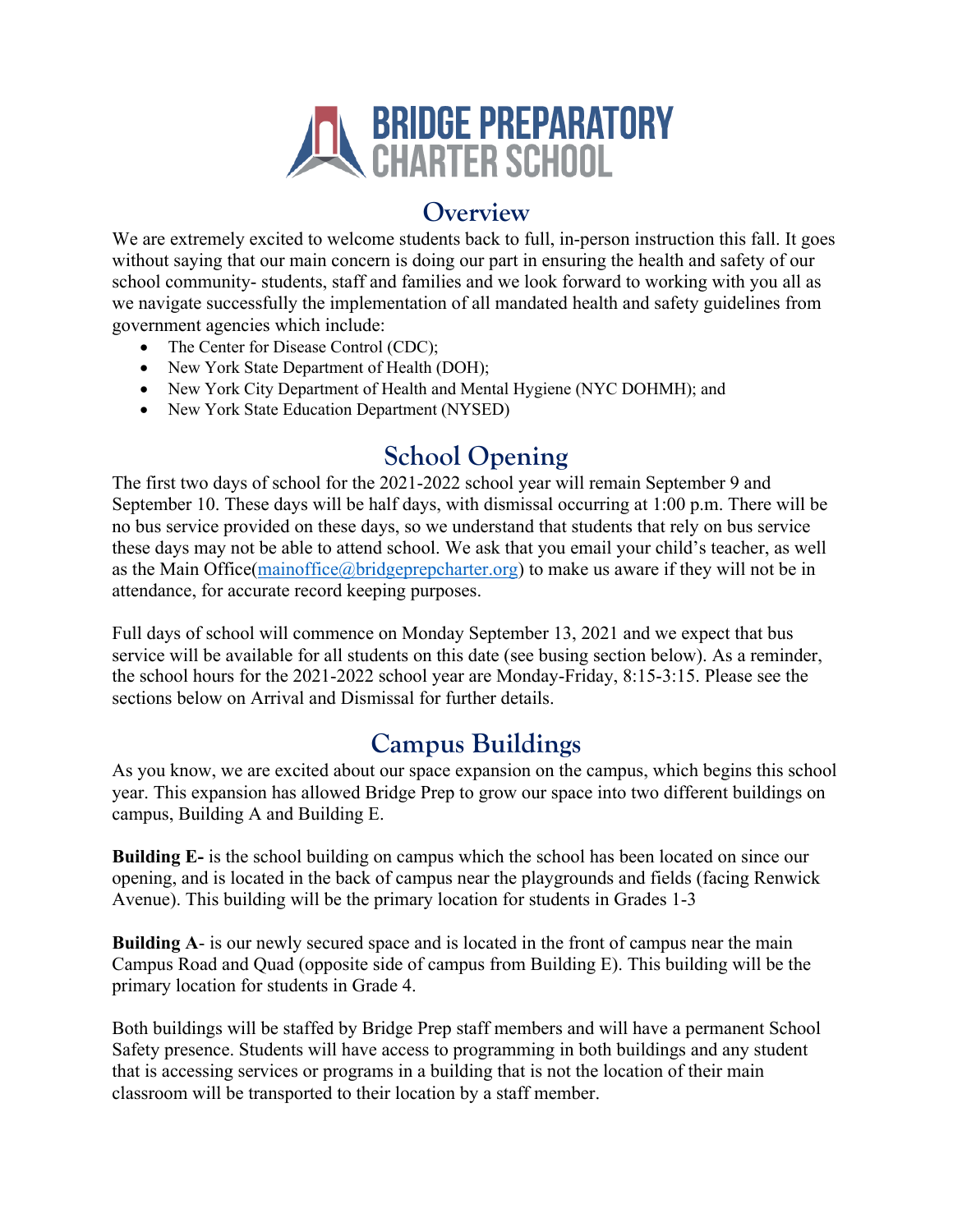# BRIDGE PREPARATORY CHARTER SCHOOL

## Overview

We are extremely excited to welcome students back to full, in-person instruction this fall. It goes without saying that our main concern is doing our part in ensuring the health and safety of our school community- students, staff and families and we look forward to working with you all as we navigate successfully the implementation of all mandated health and safety guidelines from government agencies which include:

- The Center for Disease Control (CDC);
- New York State Department of Health (DOH);
- New York City Department of Health and Mental Hygiene (NYC DOHMH); and
- New York State Education Department (NYSED)

## School Opening

The first two days of school for the 2021-2022 school year will remain September 9 and September 10. These days will be half days, with dismissal occurring at 1:00 p.m. There will be no bus service provided on these days, so we understand that students that rely on bus service these days may not be able to attend school. We ask that you email your child's teacher, as well as the Main Office(mainoffice@bridgeprepcharter.org) to make us aware if they will not be in attendance, for accurate record keeping purposes.

Full days of school will commence on Monday September 13, 2021 and we expect that bus service will be available for all students on this date (see busing section below). As a reminder, the school hours for the 2021-2022 school year are Monday-Friday, 8:15-3:15. Please see the sections below on Arrival and Dismissal for further details.

## Campus Buildings

As you know, we are excited about our space expansion on the campus, which begins this school year. This expansion has allowed Bridge Prep to grow our space into two different buildings on campus, Building A and Building E.

**Building E-** is the school building on campus which the school has been located on since our opening, and is located in the back of campus near the playgrounds and fields (facing Renwick Avenue). This building will be the primary location for students in Grades 1-3

**Building A**- is our newly secured space and is located in the front of campus near the main Campus Road and Quad (opposite side of campus from Building E). This building will be the primary location for students in Grade 4.

Both buildings will be staffed by Bridge Prep staff members and will have a permanent School Safety presence. Students will have access to programming in both buildings and any student that is accessing services or programs in a building that is not the location of their main classroom will be transported to their location by a staff member.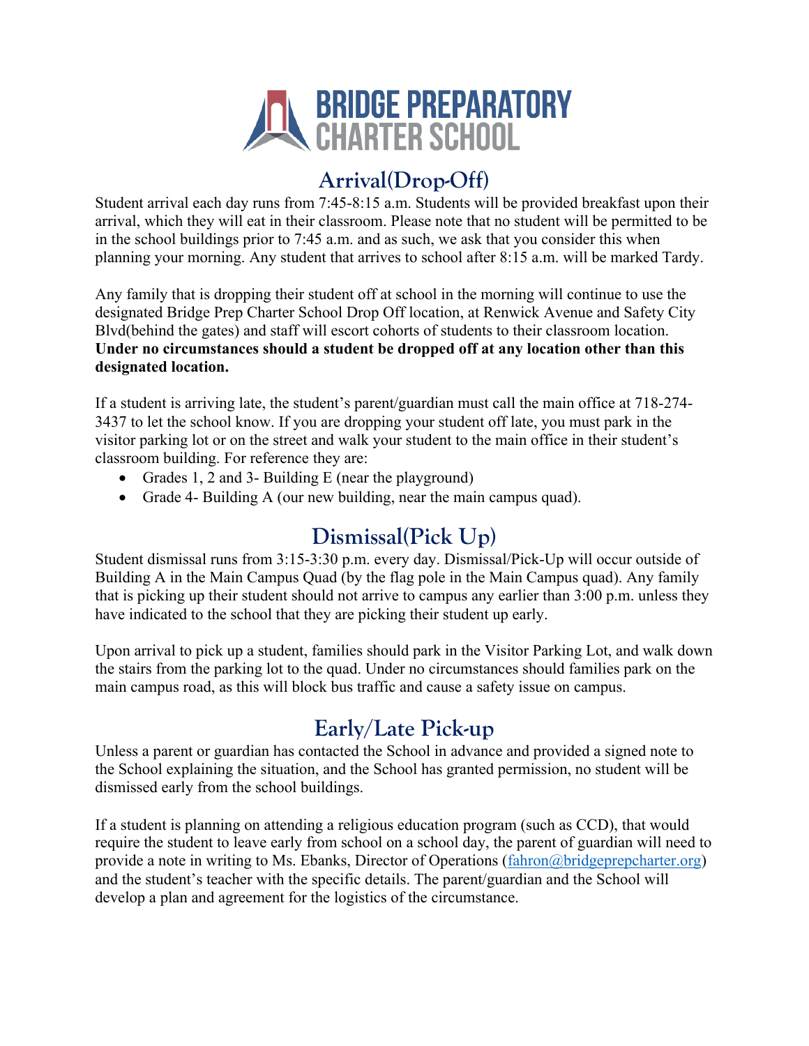BRIDGE PREPARATORY CHARTER SCHOOL

## Arrival(Drop-Off)

Student arrival each day runs from 7:45-8:15 a.m. Students will be provided breakfast upon their arrival, which they will eat in their classroom. Please note that no student will be permitted to be in the school buildings prior to 7:45 a.m. and as such, we ask that you consider this when planning your morning. Any student that arrives to school after 8:15 a.m. will be marked Tardy.

Any family that is dropping their student off at school in the morning will continue to use the designated Bridge Prep Charter School Drop Off location, at Renwick Avenue and Safety City Blvd(behind the gates) and staff will escort cohorts of students to their classroom location. **Under no circumstances should a student be dropped off at any location other than this designated location.**

If a student is arriving late, the student's parent/guardian must call the main office at 718-274-3437 to let the school know. If you are dropping your student off late, you must park in the visitor parking lot or on the street and walk your student to the main office in their student's classroom building. For reference they are:

- Grades 1, 2 and 3- Building E (near the playground)
- Grade 4- Building A (our new building, near the main campus quad).

## Dismissal(Pick Up)

Student dismissal runs from 3:15-3:30 p.m. every day. Dismissal/Pick-Up will occur outside of Building A in the Main Campus Quad (by the flag pole in the Main Campus quad). Any family that is picking up their student should not arrive to campus any earlier than 3:00 p.m. unless they have indicated to the school that they are picking their student up early.

Upon arrival to pick up a student, families should park in the Visitor Parking Lot, and walk down the stairs from the parking lot to the quad. Under no circumstances should families park on the main campus road, as this will block bus traffic and cause a safety issue on campus.

## Early/Late Pick-up

Unless a parent or guardian has contacted the School in advance and provided a signed note to the School explaining the situation, and the School has granted permission, no student will be dismissed early from the school buildings.

If a student is planning on attending a religious education program (such as CCD), that would require the student to leave early from school on a school day, the parent of guardian will need to provide a note in writing to Ms. Ebanks, Director of Operations (fahron@bridgeprepcharter.org) and the student's teacher with the specific details. The parent/guardian and the School will develop a plan and agreement for the logistics of the circumstance.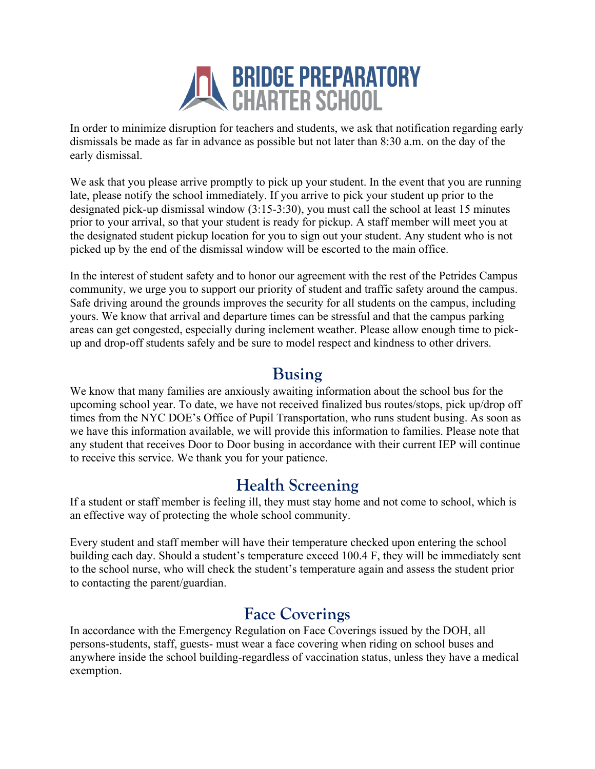In order to minimize disruption for teachers and students, we ask that notification regarding early dismissals be made as far in advance as possible but not later than 8:30 a.m. on the day of the early dismissal.

We ask that you please arrive promptly to pick up your student. In the event that you are running late, please notify the school immediately. If you arrive to pick your student up prior to the designated pick-up dismissal window (3:15-3:30), you must call the school at least 15 minutes prior to your arrival, so that your student is ready for pickup. A staff member will meet you at the designated student pickup location for you to sign out your student. Any student who is not picked up by the end of the dismissal window will be escorted to the main office.

In the interest of student safety and to honor our agreement with the rest of the Petrides Campus community, we urge you to support our priority of student and traffic safety around the campus. Safe driving around the grounds improves the security for all students on the campus, including yours. We know that arrival and departure times can be stressful and that the campus parking areas can get congested, especially during inclement weather. Please allow enough time to pick-up and drop-off students safely and be sure to model respect and kindness to other drivers.

## Busing

We know that many families are anxiously awaiting information about the school bus for the upcoming school year. To date, we have not received finalized bus routes/stops, pick up/drop off times from the NYC DOE's Office of Pupil Transportation, who runs student busing. As soon as we have this information available, we will provide this information to families. Please note that any student that receives Door to Door busing in accordance with their current IEP will continue to receive this service. We thank you for your patience.

## Health Screening

If a student or staff member is feeling ill, they must stay home and not come to school, which is an effective way of protecting the whole school community.

Every student and staff member will have their temperature checked upon entering the school building each day. Should a student's temperature exceed 100.4 F, they will be immediately sent to the school nurse, who will check the student's temperature again and assess the student prior to contacting the parent/guardian.

## Face Coverings

In accordance with the Emergency Regulation on Face Coverings issued by the DOH, all persons-students, staff, guests- must wear a face covering when riding on school buses and anywhere inside the school building-regardless of vaccination status, unless they have a medical exemption.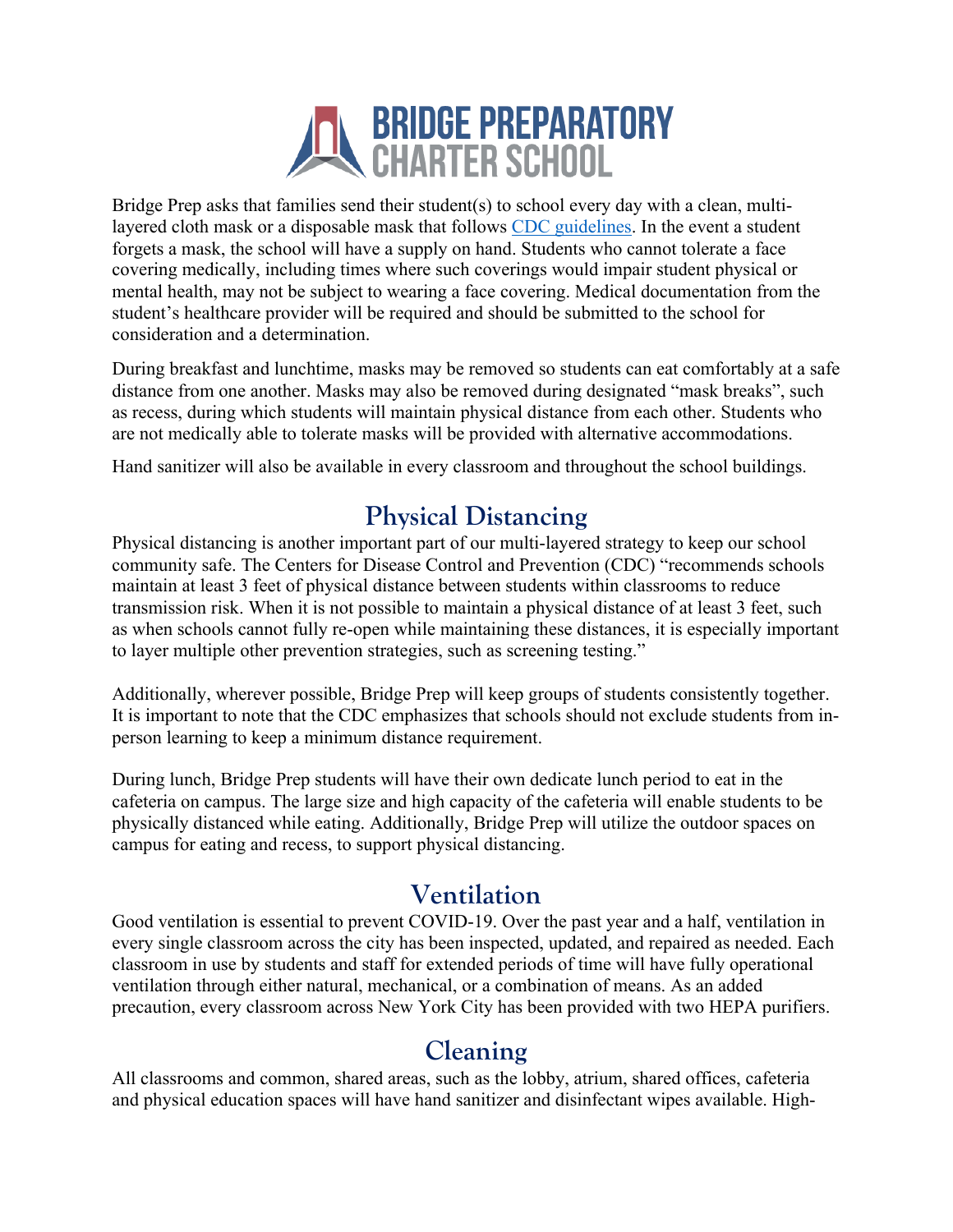Bridge Prep asks that families send their student(s) to school every day with a clean, multi-layered cloth mask or a disposable mask that follows CDC guidelines. In the event a student forgets a mask, the school will have a supply on hand. Students who cannot tolerate a face covering medically, including times where such coverings would impair student physical or mental health, may not be subject to wearing a face covering. Medical documentation from the student's healthcare provider will be required and should be submitted to the school for consideration and a determination.

During breakfast and lunchtime, masks may be removed so students can eat comfortably at a safe distance from one another. Masks may also be removed during designated "mask breaks", such as recess, during which students will maintain physical distance from each other. Students who are not medically able to tolerate masks will be provided with alternative accommodations.

Hand sanitizer will also be available in every classroom and throughout the school buildings.

## Physical Distancing

Physical distancing is another important part of our multi-layered strategy to keep our school community safe. The Centers for Disease Control and Prevention (CDC) "recommends schools maintain at least 3 feet of physical distance between students within classrooms to reduce transmission risk. When it is not possible to maintain a physical distance of at least 3 feet, such as when schools cannot fully re-open while maintaining these distances, it is especially important to layer multiple other prevention strategies, such as screening testing."

Additionally, wherever possible, Bridge Prep will keep groups of students consistently together. It is important to note that the CDC emphasizes that schools should not exclude students from in-person learning to keep a minimum distance requirement.

During lunch, Bridge Prep students will have their own dedicate lunch period to eat in the cafeteria on campus. The large size and high capacity of the cafeteria will enable students to be physically distanced while eating. Additionally, Bridge Prep will utilize the outdoor spaces on campus for eating and recess, to support physical distancing.

## Ventilation

Good ventilation is essential to prevent COVID-19. Over the past year and a half, ventilation in every single classroom across the city has been inspected, updated, and repaired as needed. Each classroom in use by students and staff for extended periods of time will have fully operational ventilation through either natural, mechanical, or a combination of means. As an added precaution, every classroom across New York City has been provided with two HEPA purifiers.

## Cleaning

All classrooms and common, shared areas, such as the lobby, atrium, shared offices, cafeteria and physical education spaces will have hand sanitizer and disinfectant wipes available. High-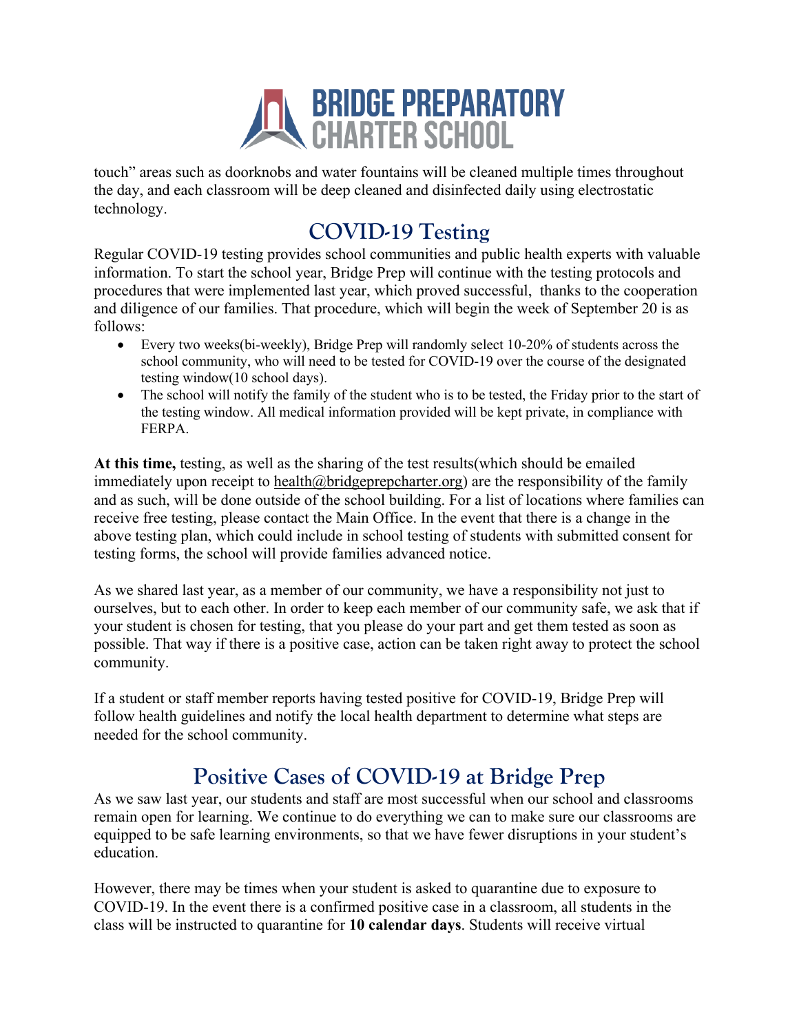touch" areas such as doorknobs and water fountains will be cleaned multiple times throughout the day, and each classroom will be deep cleaned and disinfected daily using electrostatic technology.

## COVID-19 Testing

Regular COVID-19 testing provides school communities and public health experts with valuable information. To start the school year, Bridge Prep will continue with the testing protocols and procedures that were implemented last year, which proved successful, thanks to the cooperation and diligence of our families. That procedure, which will begin the week of September 20 is as follows:

- Every two weeks(bi-weekly), Bridge Prep will randomly select 10-20% of students across the school community, who will need to be tested for COVID-19 over the course of the designated testing window(10 school days).
- The school will notify the family of the student who is to be tested, the Friday prior to the start of the testing window. All medical information provided will be kept private, in compliance with FERPA.

**At this time,** testing, as well as the sharing of the test results(which should be emailed immediately upon receipt to health@bridgeprepcharter.org) are the responsibility of the family and as such, will be done outside of the school building. For a list of locations where families can receive free testing, please contact the Main Office. In the event that there is a change in the above testing plan, which could include in school testing of students with submitted consent for testing forms, the school will provide families advanced notice.

As we shared last year, as a member of our community, we have a responsibility not just to ourselves, but to each other. In order to keep each member of our community safe, we ask that if your student is chosen for testing, that you please do your part and get them tested as soon as possible. That way if there is a positive case, action can be taken right away to protect the school community.

If a student or staff member reports having tested positive for COVID-19, Bridge Prep will follow health guidelines and notify the local health department to determine what steps are needed for the school community.

## Positive Cases of COVID-19 at Bridge Prep

As we saw last year, our students and staff are most successful when our school and classrooms remain open for learning. We continue to do everything we can to make sure our classrooms are equipped to be safe learning environments, so that we have fewer disruptions in your student's education.

However, there may be times when your student is asked to quarantine due to exposure to COVID-19. In the event there is a confirmed positive case in a classroom, all students in the class will be instructed to quarantine for **10 calendar days**. Students will receive virtual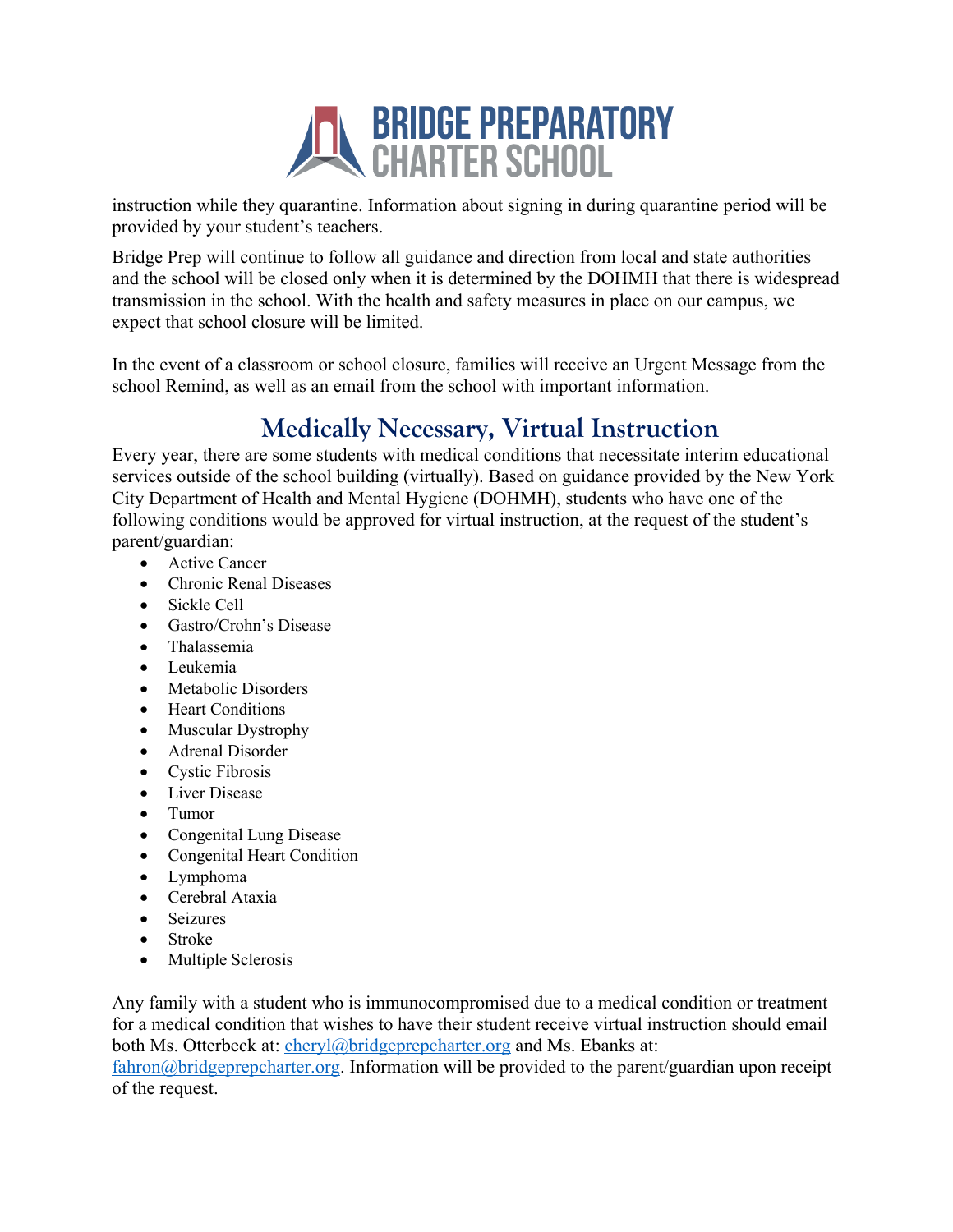instruction while they quarantine. Information about signing in during quarantine period will be provided by your student's teachers.

Bridge Prep will continue to follow all guidance and direction from local and state authorities and the school will be closed only when it is determined by the DOHMH that there is widespread transmission in the school. With the health and safety measures in place on our campus, we expect that school closure will be limited.

In the event of a classroom or school closure, families will receive an Urgent Message from the school Remind, as well as an email from the school with important information.

## Medically Necessary, Virtual Instruction

Every year, there are some students with medical conditions that necessitate interim educational services outside of the school building (virtually). Based on guidance provided by the New York City Department of Health and Mental Hygiene (DOHMH), students who have one of the following conditions would be approved for virtual instruction, at the request of the student's parent/guardian:

- Active Cancer
- Chronic Renal Diseases
- Sickle Cell
- Gastro/Crohn's Disease
- Thalassemia
- Leukemia
- Metabolic Disorders
- Heart Conditions
- Muscular Dystrophy
- Adrenal Disorder
- Cystic Fibrosis
- Liver Disease
- Tumor
- Congenital Lung Disease
- Congenital Heart Condition
- Lymphoma
- Cerebral Ataxia
- Seizures
- Stroke
- Multiple Sclerosis

Any family with a student who is immunocompromised due to a medical condition or treatment for a medical condition that wishes to have their student receive virtual instruction should email both Ms. Otterbeck at: cheryl@bridgeprepcharter.org and Ms. Ebanks at: fahron@bridgeprepcharter.org. Information will be provided to the parent/guardian upon receipt of the request.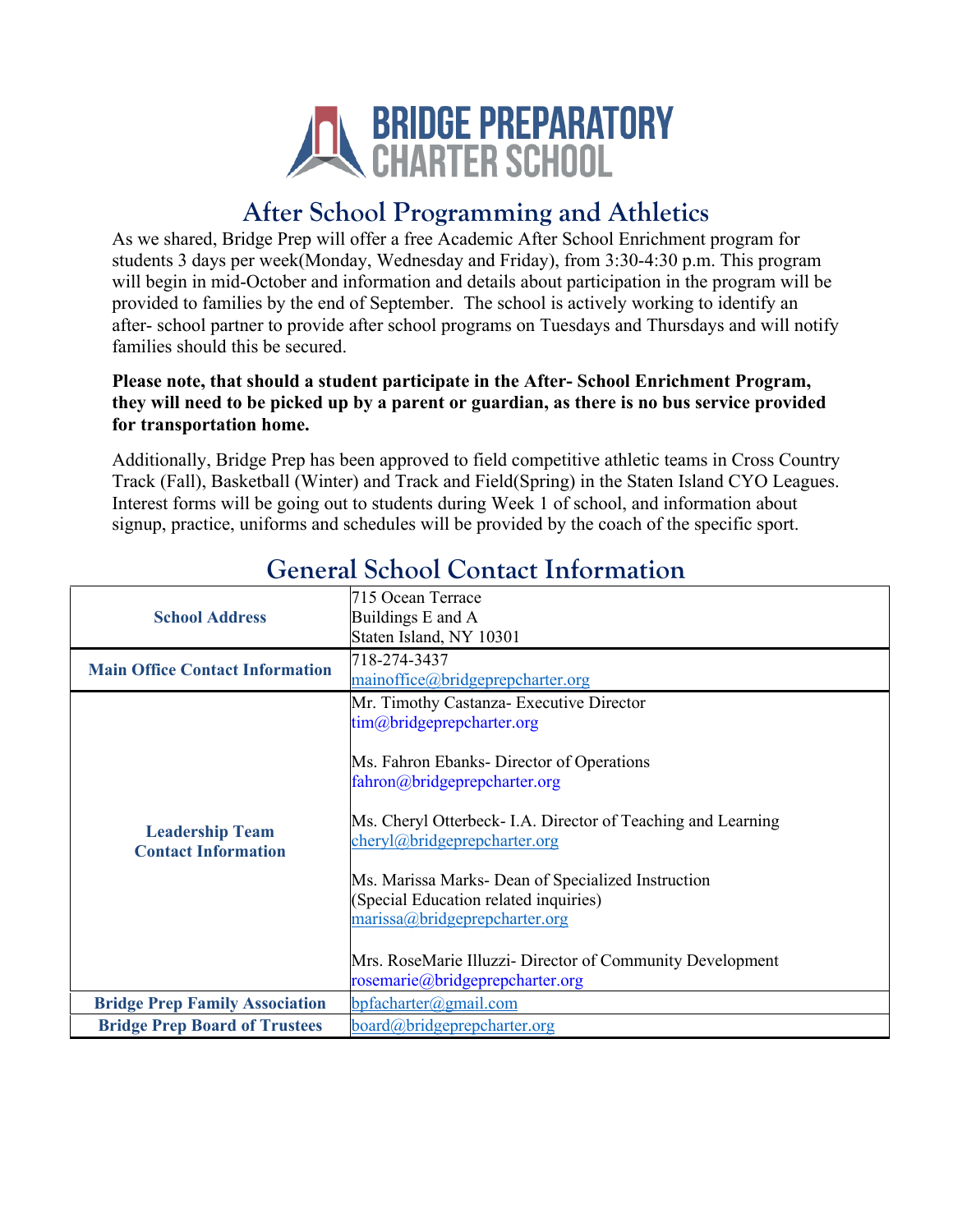# BRIDGE PREPARATORY CHARTER SCHOOL

## After School Programming and Athletics

As we shared, Bridge Prep will offer a free Academic After School Enrichment program for students 3 days per week(Monday, Wednesday and Friday), from 3:30-4:30 p.m. This program will begin in mid-October and information and details about participation in the program will be provided to families by the end of September. The school is actively working to identify an after- school partner to provide after school programs on Tuesdays and Thursdays and will notify families should this be secured.

**Please note, that should a student participate in the After- School Enrichment Program, they will need to be picked up by a parent or guardian, as there is no bus service provided for transportation home.**

Additionally, Bridge Prep has been approved to field competitive athletic teams in Cross Country Track (Fall), Basketball (Winter) and Track and Field(Spring) in the Staten Island CYO Leagues. Interest forms will be going out to students during Week 1 of school, and information about signup, practice, uniforms and schedules will be provided by the coach of the specific sport.

## General School Contact Information

| | |
|---|---|
| **School Address** | 715 Ocean Terrace<br>Buildings E and A<br>Staten Island, NY 10301 |
| **Main Office Contact Information** | 718-274-3437<br>mainoffice@bridgeprepcharter.org |
| **Leadership Team Contact Information** | Mr. Timothy Castanza- Executive Director<br>tim@bridgeprepcharter.org<br><br>Ms. Fahron Ebanks- Director of Operations<br>fahron@bridgeprepcharter.org<br><br>Ms. Cheryl Otterbeck- I.A. Director of Teaching and Learning<br>cheryl@bridgeprepcharter.org<br><br>Ms. Marissa Marks- Dean of Specialized Instruction<br>(Special Education related inquiries)<br>marissa@bridgeprepcharter.org<br><br>Mrs. RoseMarie Illuzzi- Director of Community Development<br>rosemarie@bridgeprepcharter.org |
| **Bridge Prep Family Association** | bpfacharter@gmail.com |
| **Bridge Prep Board of Trustees** | board@bridgeprepcharter.org |